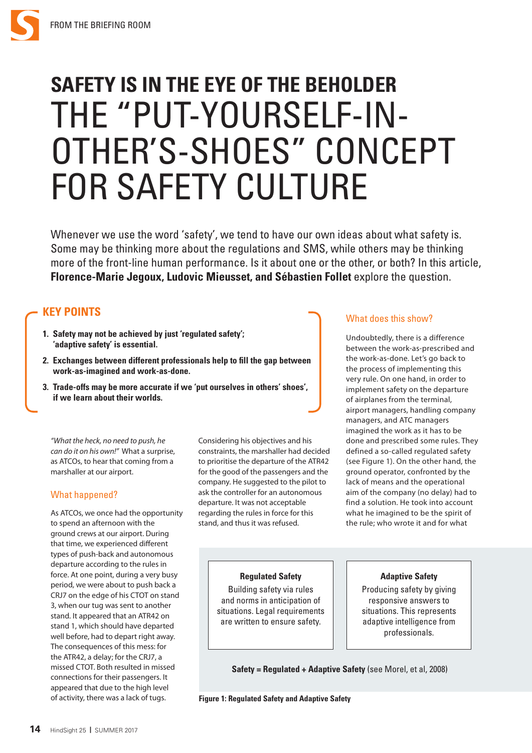# SAFETY IS IN THE EYE OF THE BEHOLDER

# THE "PUT-YOURSELF-IN-OTHER'S-SHOES" CONCEPT FOR SAFETY CULTURE

Whenever we use the word 'safety', we tend to have our own ideas about what safety is. Some may be thinking more about the regulations and SMS, while others may be thinking more of the front-line human performance. Is it about one or the other, or both? In this article, **Florence-Marie Jegoux, Ludovic Mieusset, and Sébastien Follet** explore the question.

## KEY POINTS

1. **Safety may not be achieved by just 'regulated safety'; 'adaptive safety' is essential.**
2. **Exchanges between different professionals help to fill the gap between work-as-imagined and work-as-done.**
3. **Trade-offs may be more accurate if we 'put ourselves in others' shoes', if we learn about their worlds.**

*"What the heck, no need to push, he can do it on his own!"* What a surprise, as ATCOs, to hear that coming from a marshaller at our airport.

## What happened?

As ATCOs, we once had the opportunity to spend an afternoon with the ground crews at our airport. During that time, we experienced different types of push-back and autonomous departure according to the rules in force. At one point, during a very busy period, we were about to push back a CRJ7 on the edge of his CTOT on stand 3, when our tug was sent to another stand. It appeared that an ATR42 on stand 1, which should have departed well before, had to depart right away. The consequences of this mess: for the ATR42, a delay; for the CRJ7, a missed CTOT. Both resulted in missed connections for their passengers. It appeared that due to the high level of activity, there was a lack of tugs.

Considering his objectives and his constraints, the marshaller had decided to prioritise the departure of the ATR42 for the good of the passengers and the company. He suggested to the pilot to ask the controller for an autonomous departure. It was not acceptable regarding the rules in force for this stand, and thus it was refused.

## What does this show?

Undoubtedly, there is a difference between the work-as-prescribed and the work-as-done. Let's go back to the process of implementing this very rule. On one hand, in order to implement safety on the departure of airplanes from the terminal, airport managers, handling company managers, and ATC managers imagined the work as it has to be done and prescribed some rules. They defined a so-called regulated safety (see Figure 1). On the other hand, the ground operator, confronted by the lack of means and the operational aim of the company (no delay) had to find a solution. He took into account what he imagined to be the spirit of the rule; who wrote it and for what

| **Regulated Safety** | **Adaptive Safety** |
|---|---|
| Building safety via rules and norms in anticipation of situations. Legal requirements are written to ensure safety. | Producing safety by giving responsive answers to situations. This represents adaptive intelligence from professionals. |

**Safety = Regulated + Adaptive Safety** (see Morel, et al, 2008)

**Figure 1: Regulated Safety and Adaptive Safety**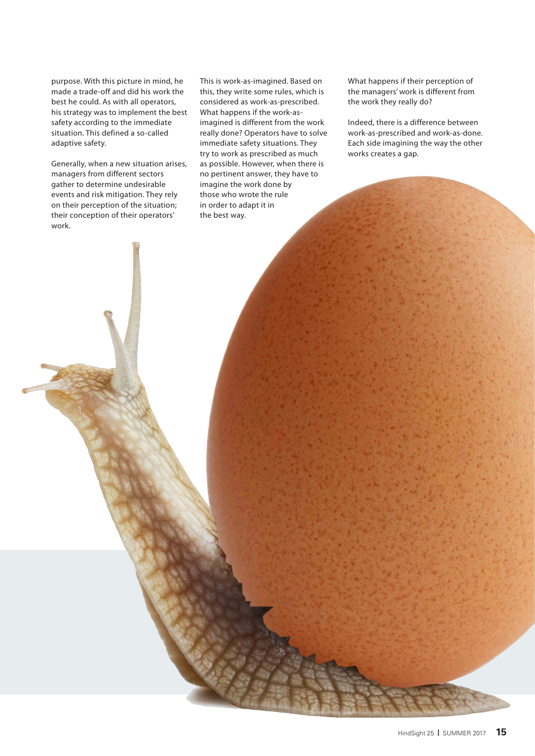purpose. With this picture in mind, he made a trade-off and did his work the best he could. As with all operators, his strategy was to implement the best safety according to the immediate situation. This defined a so-called adaptive safety.

Generally, when a new situation arises, managers from different sectors gather to determine undesirable events and risk mitigation. They rely on their perception of the situation; their conception of their operators' work.

This is work-as-imagined. Based on this, they write some rules, which is considered as work-as-prescribed. What happens if the work-as-imagined is different from the work really done? Operators have to solve immediate safety situations. They try to work as prescribed as much as possible. However, when there is no pertinent answer, they have to imagine the work done by those who wrote the rule in order to adapt it in the best way.

What happens if their perception of the managers' work is different from the work they really do?

Indeed, there is a difference between work-as-prescribed and work-as-done. Each side imagining the way the other works creates a gap.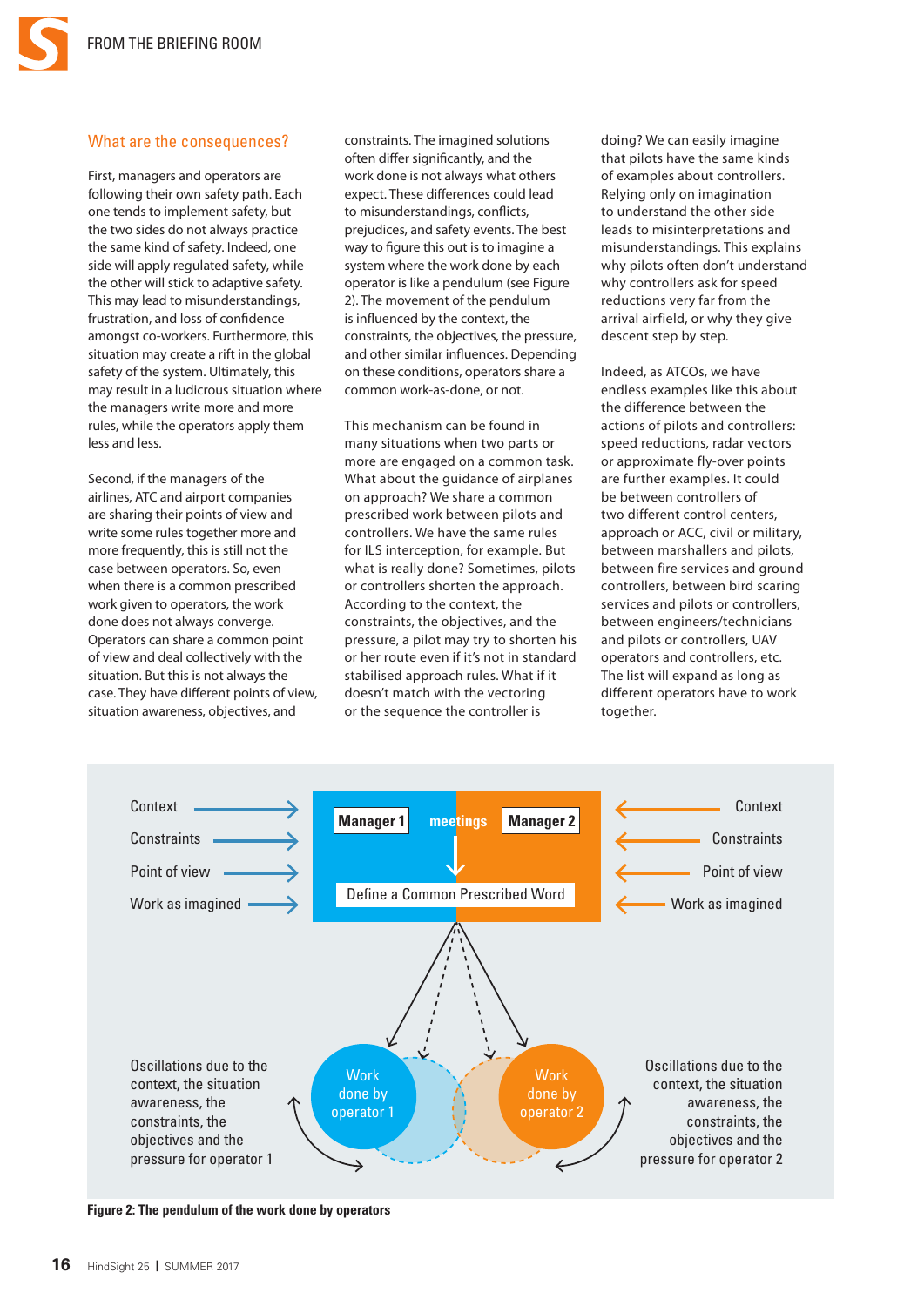## What are the consequences?

First, managers and operators are following their own safety path. Each one tends to implement safety, but the two sides do not always practice the same kind of safety. Indeed, one side will apply regulated safety, while the other will stick to adaptive safety. This may lead to misunderstandings, frustration, and loss of confidence amongst co-workers. Furthermore, this situation may create a rift in the global safety of the system. Ultimately, this may result in a ludicrous situation where the managers write more and more rules, while the operators apply them less and less.

Second, if the managers of the airlines, ATC and airport companies are sharing their points of view and write some rules together more and more frequently, this is still not the case between operators. So, even when there is a common prescribed work given to operators, the work done does not always converge. Operators can share a common point of view and deal collectively with the situation. But this is not always the case. They have different points of view, situation awareness, objectives, and constraints. The imagined solutions often differ significantly, and the work done is not always what others expect. These differences could lead to misunderstandings, conflicts, prejudices, and safety events. The best way to figure this out is to imagine a system where the work done by each operator is like a pendulum (see Figure 2). The movement of the pendulum is influenced by the context, the constraints, the objectives, the pressure, and other similar influences. Depending on these conditions, operators share a common work-as-done, or not.

This mechanism can be found in many situations when two parts or more are engaged on a common task. What about the guidance of airplanes on approach? We share a common prescribed work between pilots and controllers. We have the same rules for ILS interception, for example. But what is really done? Sometimes, pilots or controllers shorten the approach. According to the context, the constraints, the objectives, and the pressure, a pilot may try to shorten his or her route even if it's not in standard stabilised approach rules. What if it doesn't match with the vectoring or the sequence the controller is doing? We can easily imagine that pilots have the same kinds of examples about controllers. Relying only on imagination to understand the other side leads to misinterpretations and misunderstandings. This explains why pilots often don't understand why controllers ask for speed reductions very far from the arrival airfield, or why they give descent step by step.

Indeed, as ATCOs, we have endless examples like this about the difference between the actions of pilots and controllers: speed reductions, radar vectors or approximate fly-over points are further examples. It could be between controllers of two different control centers, approach or ACC, civil or military, between marshallers and pilots, between fire services and ground controllers, between bird scaring services and pilots or controllers, between engineers/technicians and pilots or controllers, UAV operators and controllers, etc. The list will expand as long as different operators have to work together.

**Figure 2: The pendulum of the work done by operators**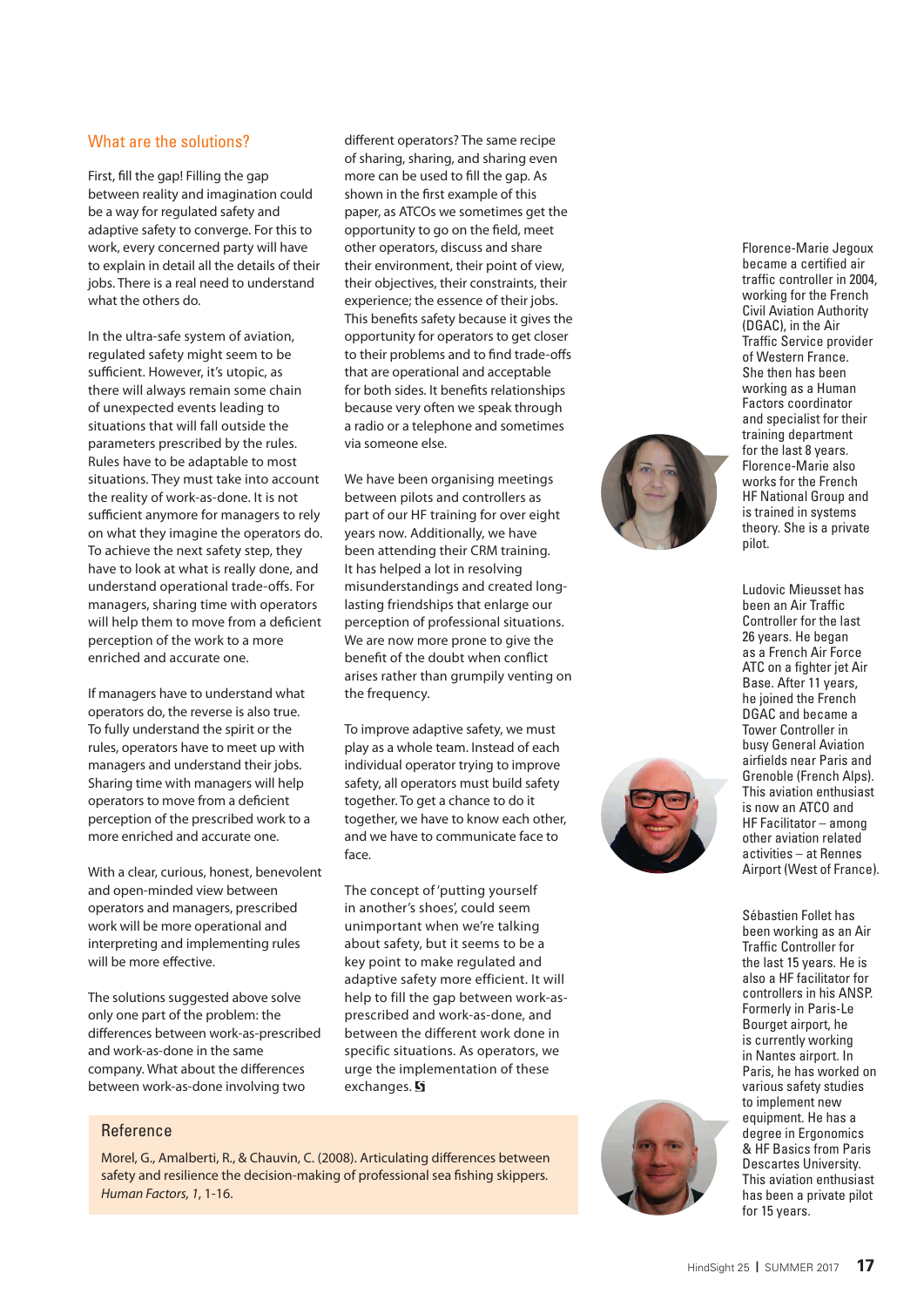## What are the solutions?

First, fill the gap! Filling the gap between reality and imagination could be a way for regulated safety and adaptive safety to converge. For this to work, every concerned party will have to explain in detail all the details of their jobs. There is a real need to understand what the others do.

In the ultra-safe system of aviation, regulated safety might seem to be sufficient. However, it's utopic, as there will always remain some chain of unexpected events leading to situations that will fall outside the parameters prescribed by the rules. Rules have to be adaptable to most situations. They must take into account the reality of work-as-done. It is not sufficient anymore for managers to rely on what they imagine the operators do. To achieve the next safety step, they have to look at what is really done, and understand operational trade-offs. For managers, sharing time with operators will help them to move from a deficient perception of the work to a more enriched and accurate one.

If managers have to understand what operators do, the reverse is also true. To fully understand the spirit or the rules, operators have to meet up with managers and understand their jobs. Sharing time with managers will help operators to move from a deficient perception of the prescribed work to a more enriched and accurate one.

With a clear, curious, honest, benevolent and open-minded view between operators and managers, prescribed work will be more operational and interpreting and implementing rules will be more effective.

The solutions suggested above solve only one part of the problem: the differences between work-as-prescribed and work-as-done in the same company. What about the differences between work-as-done involving two different operators? The same recipe of sharing, sharing, and sharing even more can be used to fill the gap. As shown in the first example of this paper, as ATCOs we sometimes get the opportunity to go on the field, meet other operators, discuss and share their environment, their point of view, their objectives, their constraints, their experience; the essence of their jobs. This benefits safety because it gives the opportunity for operators to get closer to their problems and to find trade-offs that are operational and acceptable for both sides. It benefits relationships because very often we speak through a radio or a telephone and sometimes via someone else.

We have been organising meetings between pilots and controllers as part of our HF training for over eight years now. Additionally, we have been attending their CRM training. It has helped a lot in resolving misunderstandings and created long-lasting friendships that enlarge our perception of professional situations. We are now more prone to give the benefit of the doubt when conflict arises rather than grumpily venting on the frequency.

To improve adaptive safety, we must play as a whole team. Instead of each individual operator trying to improve safety, all operators must build safety together. To get a chance to do it together, we have to know each other, and we have to communicate face to face.

The concept of 'putting yourself in another's shoes', could seem unimportant when we're talking about safety, but it seems to be a key point to make regulated and adaptive safety more efficient. It will help to fill the gap between work-as-prescribed and work-as-done, and between the different work done in specific situations. As operators, we urge the implementation of these exchanges.

### Reference

Morel, G., Amalberti, R., & Chauvin, C. (2008). Articulating differences between safety and resilience the decision-making of professional sea fishing skippers. *Human Factors, 1*, 1-16.

Florence-Marie Jegoux became a certified air traffic controller in 2004, working for the French Civil Aviation Authority (DGAC), in the Air Traffic Service provider of Western France. She then has been working as a Human Factors coordinator and specialist for their training department for the last 8 years. Florence-Marie also works for the French HF National Group and is trained in systems theory. She is a private pilot.

Ludovic Mieusset has been an Air Traffic Controller for the last 26 years. He began as a French Air Force ATC on a fighter jet Air Base. After 11 years, he joined the French DGAC and became a Tower Controller in busy General Aviation airfields near Paris and Grenoble (French Alps). This aviation enthusiast is now an ATCO and HF Facilitator – among other aviation related activities – at Rennes Airport (West of France).

Sébastien Follet has been working as an Air Traffic Controller for the last 15 years. He is also a HF facilitator for controllers in his ANSP. Formerly in Paris-Le Bourget airport, he is currently working in Nantes airport. In Paris, he has worked on various safety studies to implement new equipment. He has a degree in Ergonomics & HF Basics from Paris Descartes University. This aviation enthusiast has been a private pilot for 15 years.